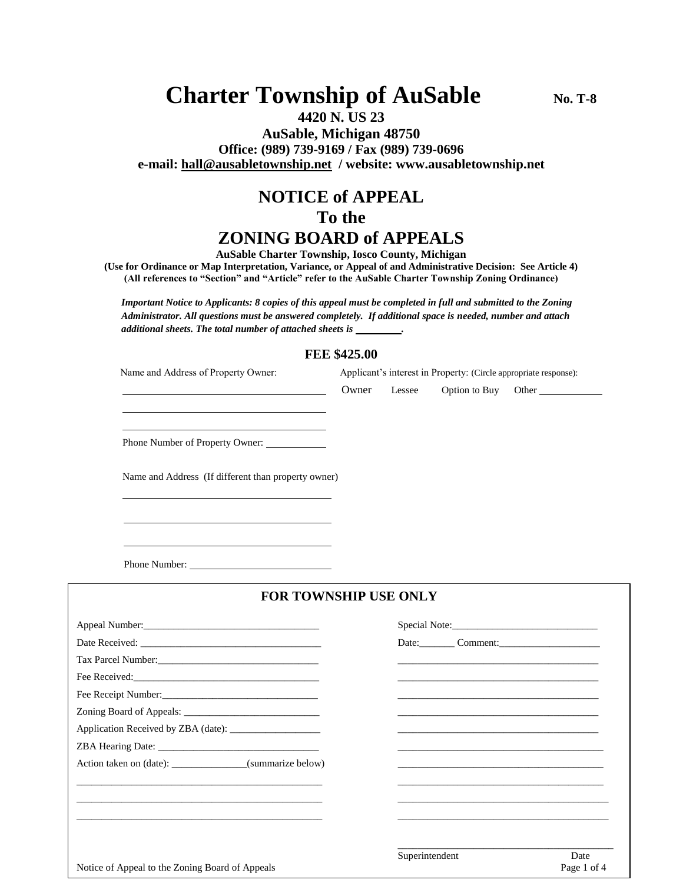# Charter Township of AuSable

**No. T-8**

**4420 N. US 23**
**AuSable, Michigan 48750**
**Office: (989) 739-9169 / Fax (989) 739-0696**
**e-mail: hall@ausabletownship.net / website: www.ausabletownship.net**

## NOTICE of APPEAL
## To the
## ZONING BOARD of APPEALS

**AuSable Charter Township, Iosco County, Michigan**
**(Use for Ordinance or Map Interpretation, Variance, or Appeal of and Administrative Decision: See Article 4)**
**(All references to "Section" and "Article" refer to the AuSable Charter Township Zoning Ordinance)**

***Important Notice to Applicants: 8 copies of this appeal must be completed in full and submitted to the Zoning Administrator. All questions must be answered completely. If additional space is needed, number and attach additional sheets. The total number of attached sheets is ________.***

**FEE $425.00**

Name and Address of Property Owner:

______________________________________

______________________________________

______________________________________

Phone Number of Property Owner: ___________

Applicant's interest in Property: (Circle appropriate response):

Owner     Lessee     Option to Buy     Other ____________

Name and Address (If different than property owner)

______________________________________

______________________________________

______________________________________

Phone Number: ______________________

### FOR TOWNSHIP USE ONLY

Appeal Number:___________________________________

Date Received: ___________________________________

Tax Parcel Number:________________________________

Fee Received:____________________________________

Fee Receipt Number:_______________________________

Zoning Board of Appeals: ___________________________

Application Received by ZBA (date): _________________

ZBA Hearing Date: ________________________________

Action taken on (date): ______________(summarize below)

_________________________________________________

_________________________________________________

_________________________________________________

Special Note:____________________________

Date:_______ Comment:____________________

_________________________________________

_________________________________________

_________________________________________

_________________________________________

_________________________________________

_________________________________________

_________________________________________

_________________________________________

_________________________________________

_________________________________________

_________________________________________
Superintendent                                        Date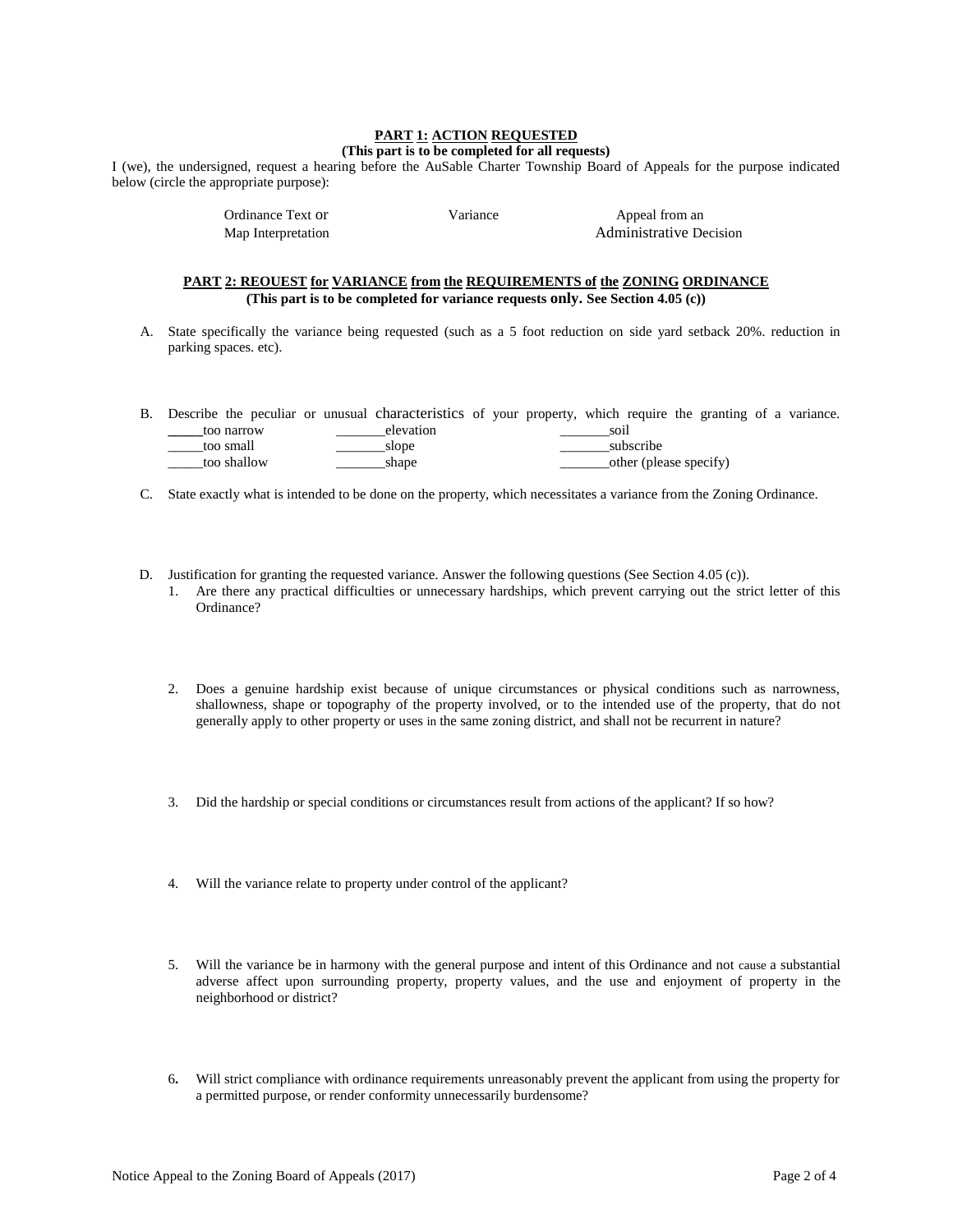## PART 1: ACTION REQUESTED

**(This part is to be completed for all requests)**

I (we), the undersigned, request a hearing before the AuSable Charter Township Board of Appeals for the purpose indicated below (circle the appropriate purpose):

| Ordinance Text or Map Interpretation | Variance | Appeal from an Administrative Decision |
|---|---|---|

## PART 2: REOUEST for VARIANCE from the REQUIREMENTS of the ZONING ORDINANCE

**(This part is to be completed for variance requests only. See Section 4.05 (c))**

A. State specifically the variance being requested (such as a 5 foot reduction on side yard setback 20%. reduction in parking spaces. etc).

B. Describe the peculiar or unusual characteristics of your property, which require the granting of a variance.

| | | |
|---|---|---|
| _____too narrow | _______elevation | _______soil |
| _____too small | _______slope | _______subscribe |
| _____too shallow | _______shape | _______other (please specify) |

C. State exactly what is intended to be done on the property, which necessitates a variance from the Zoning Ordinance.

D. Justification for granting the requested variance. Answer the following questions (See Section 4.05 (c)).

1. Are there any practical difficulties or unnecessary hardships, which prevent carrying out the strict letter of this Ordinance?

2. Does a genuine hardship exist because of unique circumstances or physical conditions such as narrowness, shallowness, shape or topography of the property involved, or to the intended use of the property, that do not generally apply to other property or uses in the same zoning district, and shall not be recurrent in nature?

3. Did the hardship or special conditions or circumstances result from actions of the applicant? If so how?

4. Will the variance relate to property under control of the applicant?

5. Will the variance be in harmony with the general purpose and intent of this Ordinance and not cause a substantial adverse affect upon surrounding property, property values, and the use and enjoyment of property in the neighborhood or district?

6. Will strict compliance with ordinance requirements unreasonably prevent the applicant from using the property for a permitted purpose, or render conformity unnecessarily burdensome?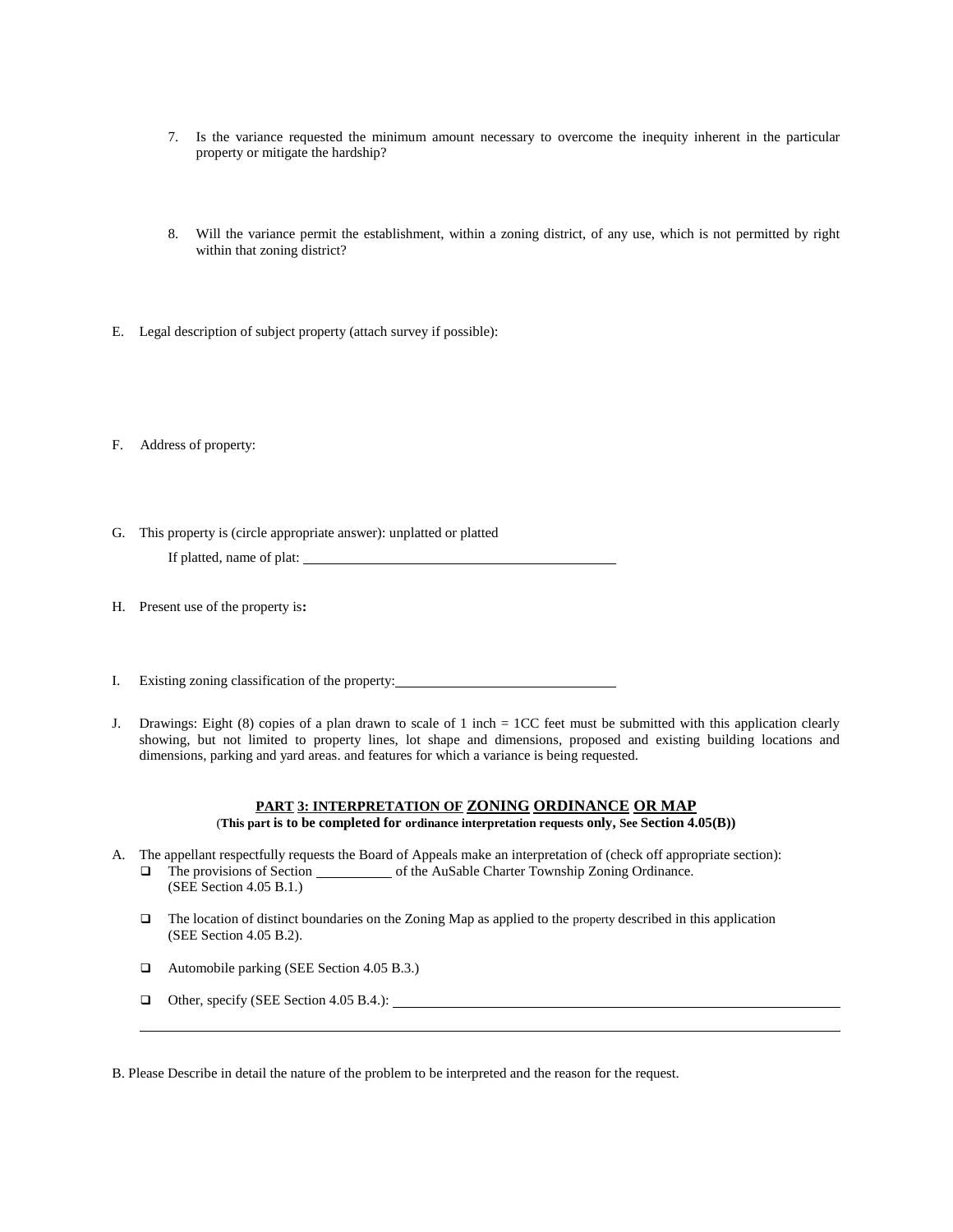7. Is the variance requested the minimum amount necessary to overcome the inequity inherent in the particular property or mitigate the hardship?

8. Will the variance permit the establishment, within a zoning district, of any use, which is not permitted by right within that zoning district?

E. Legal description of subject property (attach survey if possible):

F. Address of property:

G. This property is (circle appropriate answer): unplatted or platted

   If platted, name of plat: ______________________________________________

H. Present use of the property is**:**

I. Existing zoning classification of the property: ________________________________

J. Drawings: Eight (8) copies of a plan drawn to scale of 1 inch = 1CC feet must be submitted with this application clearly showing, but not limited to property lines, lot shape and dimensions, proposed and existing building locations and dimensions, parking and yard areas. and features for which a variance is being requested.

## PART 3: INTERPRETATION OF ZONING ORDINANCE OR MAP

**(This part is to be completed for ordinance interpretation requests only, See Section 4.05(B))**

A. The appellant respectfully requests the Board of Appeals make an interpretation of (check off appropriate section):
   - ❑ The provisions of Section __________ of the AuSable Charter Township Zoning Ordinance. (SEE Section 4.05 B.1.)
   - ❑ The location of distinct boundaries on the Zoning Map as applied to the property described in this application (SEE Section 4.05 B.2).
   - ❑ Automobile parking (SEE Section 4.05 B.3.)
   - ❑ Other, specify (SEE Section 4.05 B.4.): ______________________________________________

B. Please Describe in detail the nature of the problem to be interpreted and the reason for the request.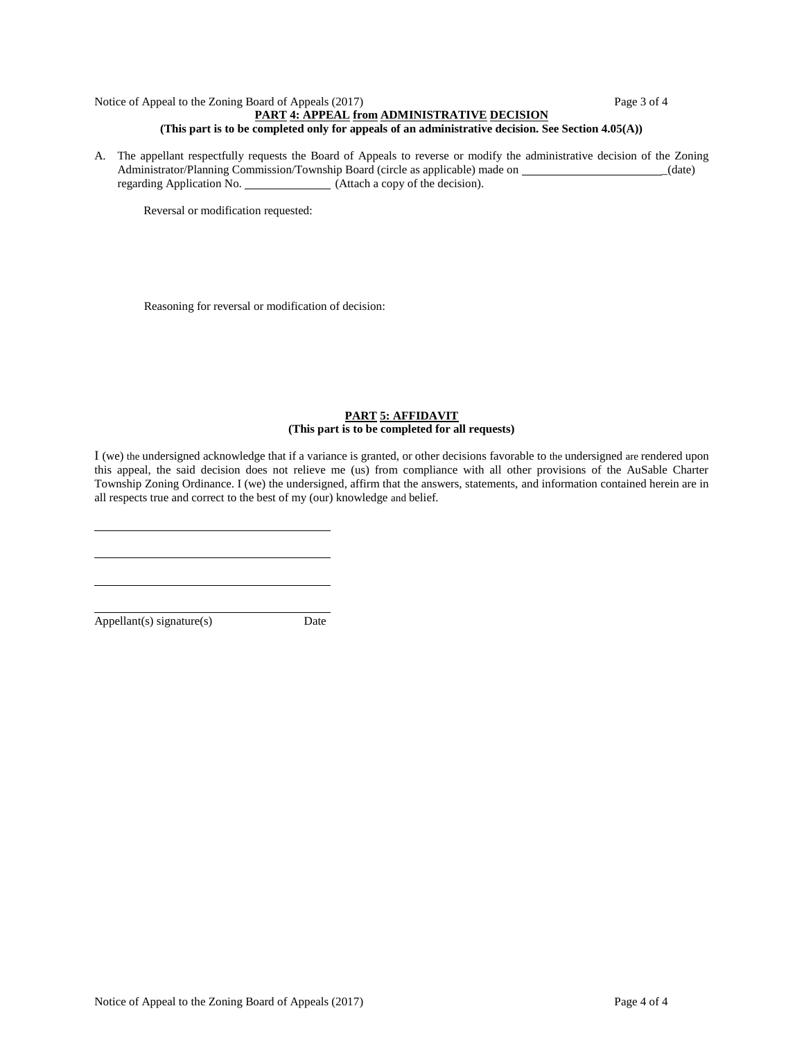**PART 4: APPEAL from ADMINISTRATIVE DECISION**
**(This part is to be completed only for appeals of an administrative decision. See Section 4.05(A))**

A. The appellant respectfully requests the Board of Appeals to reverse or modify the administrative decision of the Zoning Administrator/Planning Commission/Township Board (circle as applicable) made on ________________________(date) regarding Application No. ______________ (Attach a copy of the decision).

Reversal or modification requested:

Reasoning for reversal or modification of decision:

**PART 5: AFFIDAVIT**
**(This part is to be completed for all requests)**

I (we) the undersigned acknowledge that if a variance is granted, or other decisions favorable to the undersigned are rendered upon this appeal, the said decision does not relieve me (us) from compliance with all other provisions of the AuSable Charter Township Zoning Ordinance. I (we) the undersigned, affirm that the answers, statements, and information contained herein are in all respects true and correct to the best of my (our) knowledge and belief.

___________________________________

___________________________________

___________________________________

___________________________________
Appellant(s) signature(s) Date